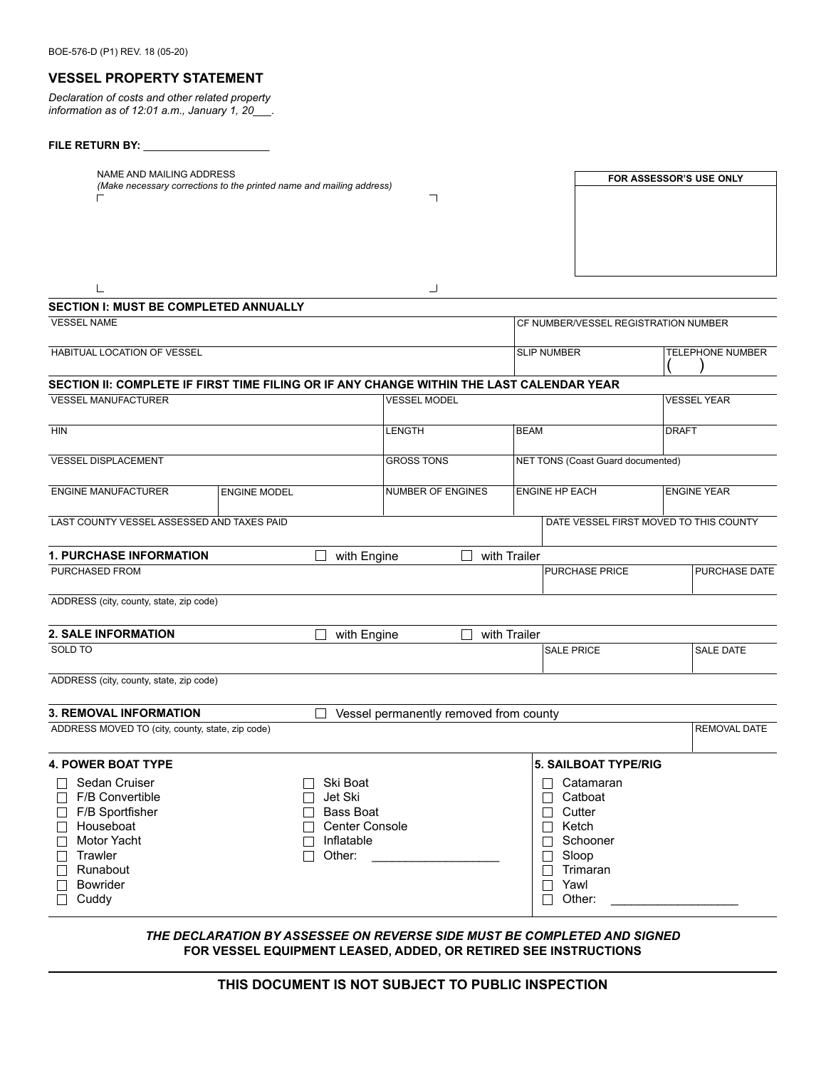BOE-576-D (P1) REV. 18 (05-20)

## VESSEL PROPERTY STATEMENT

*Declaration of costs and other related property information as of 12:01 a.m., January 1, 20___.*

**FILE RETURN BY:** ____________________

NAME AND MAILING ADDRESS
*(Make necessary corrections to the printed name and mailing address)*

| FOR ASSESSOR'S USE ONLY |
|---|
| |

### SECTION I: MUST BE COMPLETED ANNUALLY

| VESSEL NAME | | CF NUMBER/VESSEL REGISTRATION NUMBER | |
|---|---|---|---|
| HABITUAL LOCATION OF VESSEL | | SLIP NUMBER | TELEPHONE NUMBER ( ) |

### SECTION II: COMPLETE IF FIRST TIME FILING OR IF ANY CHANGE WITHIN THE LAST CALENDAR YEAR

| VESSEL MANUFACTURER | | VESSEL MODEL | | VESSEL YEAR |
|---|---|---|---|---|
| HIN | | LENGTH | BEAM | DRAFT |
| VESSEL DISPLACEMENT | | GROSS TONS | NET TONS (Coast Guard documented) | |
| ENGINE MANUFACTURER | ENGINE MODEL | NUMBER OF ENGINES | ENGINE HP EACH | ENGINE YEAR |
| LAST COUNTY VESSEL ASSESSED AND TAXES PAID | | | DATE VESSEL FIRST MOVED TO THIS COUNTY | |

**1. PURCHASE INFORMATION** ☐ with Engine ☐ with Trailer

| PURCHASED FROM | PURCHASE PRICE | PURCHASE DATE |
|---|---|---|
| ADDRESS (city, county, state, zip code) | | |

**2. SALE INFORMATION** ☐ with Engine ☐ with Trailer

| SOLD TO | SALE PRICE | SALE DATE |
|---|---|---|
| ADDRESS (city, county, state, zip code) | | |

**3. REMOVAL INFORMATION** ☐ Vessel permanently removed from county

| ADDRESS MOVED TO (city, county, state, zip code) | REMOVAL DATE |
|---|---|
| | |

**4. POWER BOAT TYPE**

- ☐ Sedan Cruiser
- ☐ F/B Convertible
- ☐ F/B Sportfisher
- ☐ Houseboat
- ☐ Motor Yacht
- ☐ Trawler
- ☐ Runabout
- ☐ Bowrider
- ☐ Cuddy
- ☐ Ski Boat
- ☐ Jet Ski
- ☐ Bass Boat
- ☐ Center Console
- ☐ Inflatable
- ☐ Other: __________________

**5. SAILBOAT TYPE/RIG**

- ☐ Catamaran
- ☐ Catboat
- ☐ Cutter
- ☐ Ketch
- ☐ Schooner
- ☐ Sloop
- ☐ Trimaran
- ☐ Yawl
- ☐ Other: __________________

***THE DECLARATION BY ASSESSEE ON REVERSE SIDE MUST BE COMPLETED AND SIGNED***
**FOR VESSEL EQUIPMENT LEASED, ADDED, OR RETIRED SEE INSTRUCTIONS**

**THIS DOCUMENT IS NOT SUBJECT TO PUBLIC INSPECTION**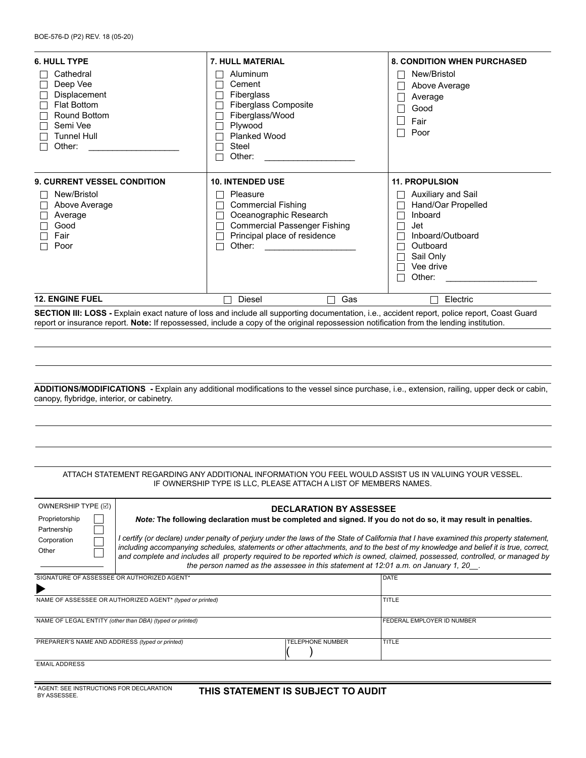BOE-576-D (P2) REV. 18 (05-20)

| 6. HULL TYPE | 7. HULL MATERIAL | 8. CONDITION WHEN PURCHASED |
|---|---|---|
| ☐ Cathedral<br>☐ Deep Vee<br>☐ Displacement<br>☐ Flat Bottom<br>☐ Round Bottom<br>☐ Semi Vee<br>☐ Tunnel Hull<br>☐ Other: ___________________ | ☐ Aluminum<br>☐ Cement<br>☐ Fiberglass<br>☐ Fiberglass Composite<br>☐ Fiberglass/Wood<br>☐ Plywood<br>☐ Planked Wood<br>☐ Steel<br>☐ Other: ___________________ | ☐ New/Bristol<br>☐ Above Average<br>☐ Average<br>☐ Good<br>☐ Fair<br>☐ Poor |

| 9. CURRENT VESSEL CONDITION | 10. INTENDED USE | 11. PROPULSION |
|---|---|---|
| ☐ New/Bristol<br>☐ Above Average<br>☐ Average<br>☐ Good<br>☐ Fair<br>☐ Poor | ☐ Pleasure<br>☐ Commercial Fishing<br>☐ Oceanographic Research<br>☐ Commercial Passenger Fishing<br>☐ Principal place of residence<br>☐ Other: ___________________ | ☐ Auxiliary and Sail<br>☐ Hand/Oar Propelled<br>☐ Inboard<br>☐ Jet<br>☐ Inboard/Outboard<br>☐ Outboard<br>☐ Sail Only<br>☐ Vee drive<br>☐ Other: ___________________ |

**12. ENGINE FUEL** ☐ Diesel ☐ Gas ☐ Electric

**SECTION III: LOSS -** Explain exact nature of loss and include all supporting documentation, i.e., accident report, police report, Coast Guard report or insurance report. **Note:** If repossessed, include a copy of the original repossession notification from the lending institution.

___________________________________________________________________________

___________________________________________________________________________

**ADDITIONS/MODIFICATIONS -** Explain any additional modifications to the vessel since purchase, i.e., extension, railing, upper deck or cabin, canopy, flybridge, interior, or cabinetry.

___________________________________________________________________________

___________________________________________________________________________

___________________________________________________________________________

ATTACH STATEMENT REGARDING ANY ADDITIONAL INFORMATION YOU FEEL WOULD ASSIST US IN VALUING YOUR VESSEL.
IF OWNERSHIP TYPE IS LLC, PLEASE ATTACH A LIST OF MEMBERS NAMES.

OWNERSHIP TYPE (☑)
- Proprietorship ☐
- Partnership ☐
- Corporation ☐
- Other ☐ _______________

## DECLARATION BY ASSESSEE

***Note:* The following declaration must be completed and signed. If you do not do so, it may result in penalties.**

*I certify (or declare) under penalty of perjury under the laws of the State of California that I have examined this property statement, including accompanying schedules, statements or other attachments, and to the best of my knowledge and belief it is true, correct, and complete and includes all property required to be reported which is owned, claimed, possessed, controlled, or managed by the person named as the assessee in this statement at 12:01 a.m. on January 1, 20__.*

| SIGNATURE OF ASSESSEE OR AUTHORIZED AGENT* | | DATE |
|---|---|---|
| ▶ | | |
| NAME OF ASSESSEE OR AUTHORIZED AGENT* *(typed or printed)* | | TITLE |
| NAME OF LEGAL ENTITY *(other than DBA) (typed or printed)* | | FEDERAL EMPLOYER ID NUMBER |
| PREPARER'S NAME AND ADDRESS *(typed or printed)* | TELEPHONE NUMBER ( ) | TITLE |
| EMAIL ADDRESS | | |

\* AGENT: SEE INSTRUCTIONS FOR DECLARATION BY ASSESSEE.

**THIS STATEMENT IS SUBJECT TO AUDIT**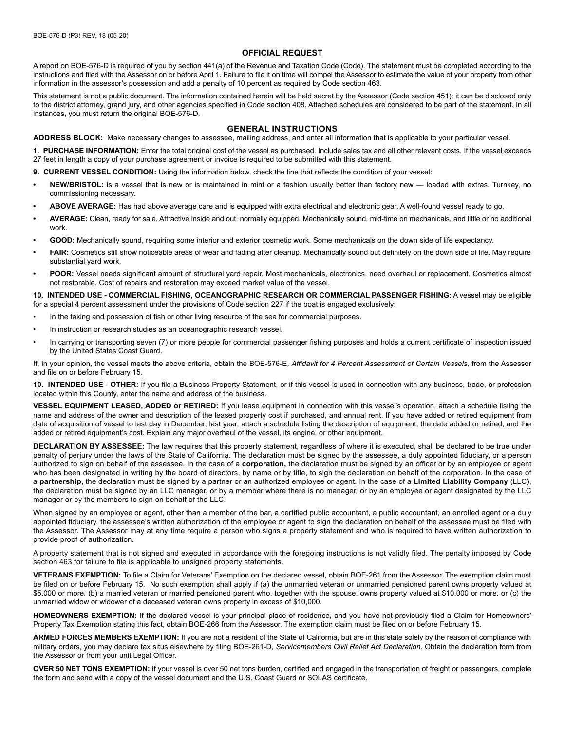## OFFICIAL REQUEST

A report on BOE-576-D is required of you by section 441(a) of the Revenue and Taxation Code (Code). The statement must be completed according to the instructions and filed with the Assessor on or before April 1. Failure to file it on time will compel the Assessor to estimate the value of your property from other information in the assessor's possession and add a penalty of 10 percent as required by Code section 463.

This statement is not a public document. The information contained herein will be held secret by the Assessor (Code section 451); it can be disclosed only to the district attorney, grand jury, and other agencies specified in Code section 408. Attached schedules are considered to be part of the statement. In all instances, you must return the original BOE-576-D.

## GENERAL INSTRUCTIONS

**ADDRESS BLOCK:** Make necessary changes to assessee, mailing address, and enter all information that is applicable to your particular vessel.

**1. PURCHASE INFORMATION:** Enter the total original cost of the vessel as purchased. Include sales tax and all other relevant costs. If the vessel exceeds 27 feet in length a copy of your purchase agreement or invoice is required to be submitted with this statement.

**9. CURRENT VESSEL CONDITION:** Using the information below, check the line that reflects the condition of your vessel:

- **NEW/BRISTOL:** is a vessel that is new or is maintained in mint or a fashion usually better than factory new — loaded with extras. Turnkey, no commissioning necessary.
- **ABOVE AVERAGE:** Has had above average care and is equipped with extra electrical and electronic gear. A well-found vessel ready to go.
- **AVERAGE:** Clean, ready for sale. Attractive inside and out, normally equipped. Mechanically sound, mid-time on mechanicals, and little or no additional work.
- **GOOD:** Mechanically sound, requiring some interior and exterior cosmetic work. Some mechanicals on the down side of life expectancy.
- **FAIR:** Cosmetics still show noticeable areas of wear and fading after cleanup. Mechanically sound but definitely on the down side of life. May require substantial yard work.
- **POOR:** Vessel needs significant amount of structural yard repair. Most mechanicals, electronics, need overhaul or replacement. Cosmetics almost not restorable. Cost of repairs and restoration may exceed market value of the vessel.

**10. INTENDED USE - COMMERCIAL FISHING, OCEANOGRAPHIC RESEARCH OR COMMERCIAL PASSENGER FISHING:** A vessel may be eligible for a special 4 percent assessment under the provisions of Code section 227 if the boat is engaged exclusively:

- In the taking and possession of fish or other living resource of the sea for commercial purposes.
- In instruction or research studies as an oceanographic research vessel.
- In carrying or transporting seven (7) or more people for commercial passenger fishing purposes and holds a current certificate of inspection issued by the United States Coast Guard.

If, in your opinion, the vessel meets the above criteria, obtain the BOE-576-E, *Affidavit for 4 Percent Assessment of Certain Vessels,* from the Assessor and file on or before February 15.

**10. INTENDED USE - OTHER:** If you file a Business Property Statement, or if this vessel is used in connection with any business, trade, or profession located within this County, enter the name and address of the business.

**VESSEL EQUIPMENT LEASED, ADDED or RETIRED:** If you lease equipment in connection with this vessel's operation, attach a schedule listing the name and address of the owner and description of the leased property cost if purchased, and annual rent. If you have added or retired equipment from date of acquisition of vessel to last day in December, last year, attach a schedule listing the description of equipment, the date added or retired, and the added or retired equipment's cost. Explain any major overhaul of the vessel, its engine, or other equipment.

**DECLARATION BY ASSESSEE:** The law requires that this property statement, regardless of where it is executed, shall be declared to be true under penalty of perjury under the laws of the State of California. The declaration must be signed by the assessee, a duly appointed fiduciary, or a person authorized to sign on behalf of the assessee. In the case of a **corporation,** the declaration must be signed by an officer or by an employee or agent who has been designated in writing by the board of directors, by name or by title, to sign the declaration on behalf of the corporation. In the case of a **partnership,** the declaration must be signed by a partner or an authorized employee or agent. In the case of a **Limited Liability Company** (LLC), the declaration must be signed by an LLC manager, or by a member where there is no manager, or by an employee or agent designated by the LLC manager or by the members to sign on behalf of the LLC.

When signed by an employee or agent, other than a member of the bar, a certified public accountant, a public accountant, an enrolled agent or a duly appointed fiduciary, the assessee's written authorization of the employee or agent to sign the declaration on behalf of the assessee must be filed with the Assessor. The Assessor may at any time require a person who signs a property statement and who is required to have written authorization to provide proof of authorization.

A property statement that is not signed and executed in accordance with the foregoing instructions is not validly filed. The penalty imposed by Code section 463 for failure to file is applicable to unsigned property statements.

**VETERANS EXEMPTION:** To file a Claim for Veterans' Exemption on the declared vessel, obtain BOE-261 from the Assessor. The exemption claim must be filed on or before February 15. No such exemption shall apply if (a) the unmarried veteran or unmarried pensioned parent owns property valued at $5,000 or more, (b) a married veteran or married pensioned parent who, together with the spouse, owns property valued at $10,000 or more, or (c) the unmarried widow or widower of a deceased veteran owns property in excess of $10,000.

**HOMEOWNERS EXEMPTION:** If the declared vessel is your principal place of residence, and you have not previously filed a Claim for Homeowners' Property Tax Exemption stating this fact, obtain BOE-266 from the Assessor. The exemption claim must be filed on or before February 15.

**ARMED FORCES MEMBERS EXEMPTION:** If you are not a resident of the State of California, but are in this state solely by the reason of compliance with military orders, you may declare tax situs elsewhere by filing BOE-261-D, *Servicemembers Civil Relief Act Declaration*. Obtain the declaration form from the Assessor or from your unit Legal Officer.

**OVER 50 NET TONS EXEMPTION:** If your vessel is over 50 net tons burden, certified and engaged in the transportation of freight or passengers, complete the form and send with a copy of the vessel document and the U.S. Coast Guard or SOLAS certificate.